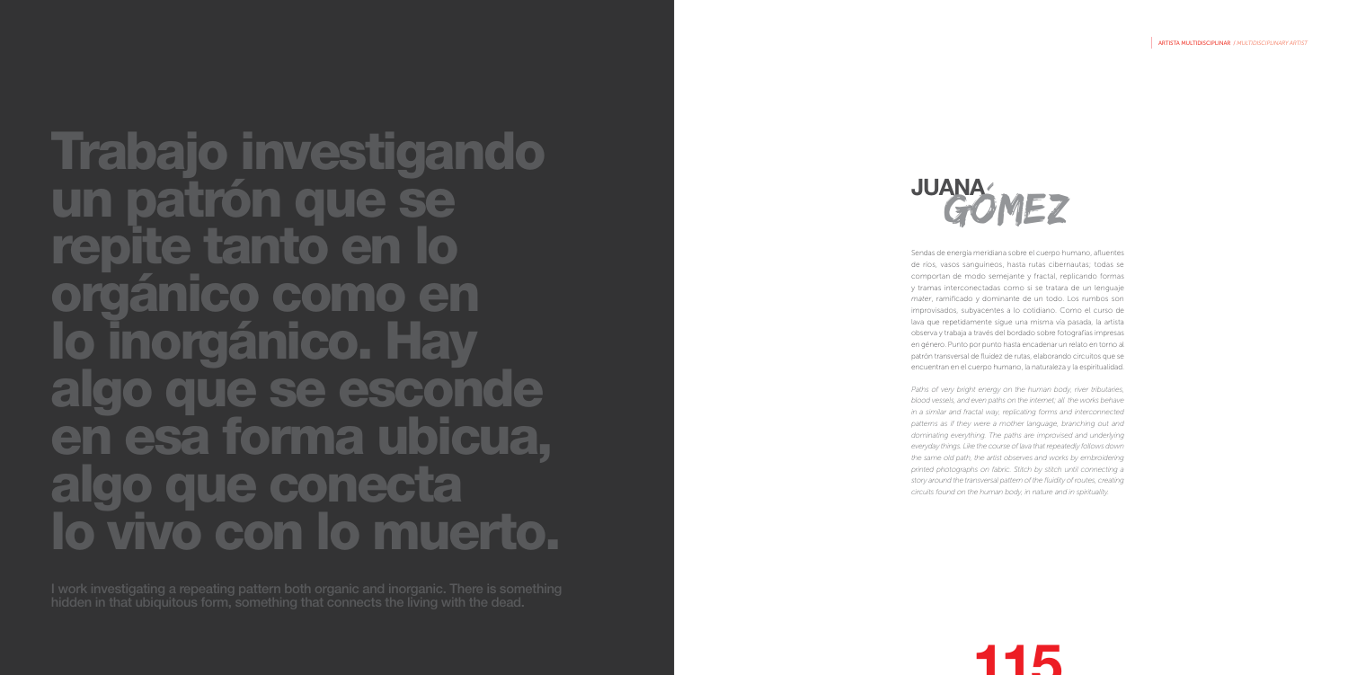# Trabajo investigando un patrón que se repite tanto en lo orgánico como en lo inorgánico. Hay algo que se esconde en esa forma ubicua, algo que conecta lo vivo con lo muerto.

**I work investigating a repeating pattern both organic and inorganic. There is something hidden in that ubiquitous form, something that connects the living with the dead.**

ARTISTA MULTIDISCIPLINAR / *MULTIDISCIPLINARY ARTIST*

## JUANA GÓMEZ

Sendas de energía meridiana sobre el cuerpo humano, afluentes de ríos, vasos sanguíneos, hasta rutas cibernautas, todas se comportan de modo semejante y fractal, replicando formas y tramas interconectadas como si se tratara de un lenguaje mater, ramificado y dominante de un todo. Los rumbos son improvisados, subyacentes a lo cotidiano. Como el curso de lava que repetidamente sigue una misma vía pasada, la artista observa y trabaja a través del bordado sobre fotografías impresas en género. Punto por punto hasta encadenar un relato en torno al patrón transversal de fluidez de rutas, elaborando circuitos que se encuentran en el cuerpo humano, la naturaleza y la espiritualidad.

*Paths of very bright energy on the human body, river tributaries, blood vessels, and even paths on the internet; all the works behave in a similar and fractal way, replicating forms and interconnected patterns as if they were a mother language, branching out and dominating everything. The paths are improvised and underlying everyday things. Like the course of lava that repeatedly follows down the same old path, the artist observes and works by embroidering printed photographs on fabric. Stitch by stitch until connecting a story around the transversal pattern of the fluidity of routes, creating circuits found on the human body, in nature and in spirituality.*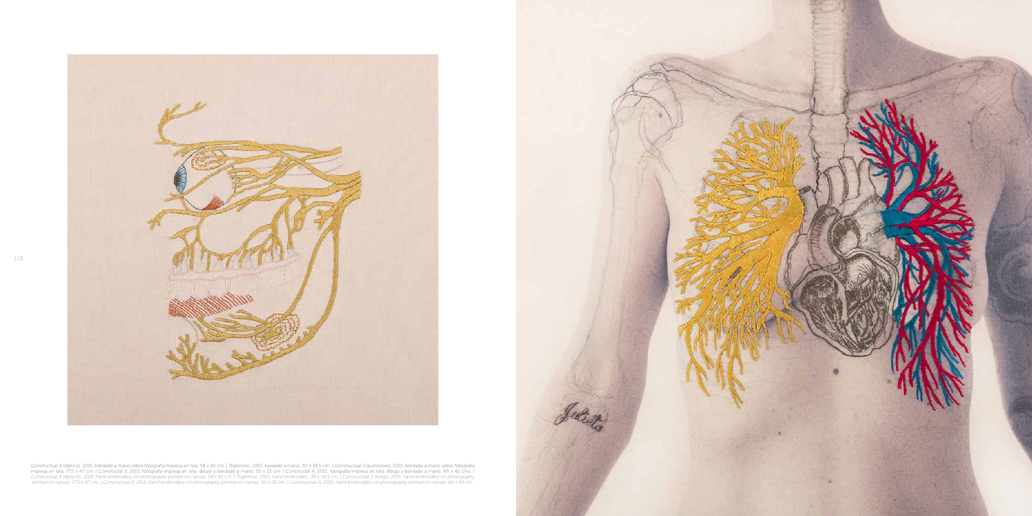*Constructual 4* (díptico), 2015, bordado a mano sobre fotografía impresa en tela, 58 x 45 cm. | *Trigémino*, 2015, bordado a mano, 30 x 34,5 cm. | *Constructual 3 (pulmones)*, 2015, bordado a mano sobre fotografía impresa en tela, 77,5 x 47 cm. | *Constructual 5*, 2015, fotografía impresa en tela, dibujo y bordado a mano, 50 x 25 cm. | *Constructual A*, 2015, fotografía impresa en tela, dibujo y bordado a mano, 60 x 42 cms. / *Constructual 4 (diptych)*, 2015, hand-embroidery on photography printed on canvas, 58 x 45 cm. | *Trigémino*, 2015, hand-embroidery, 30 x 34,5 cm. | *Constructual 3 (lung)*, 2015, hand-embroidery on photography printed on canvas, 77,5 x 47 cm. | *Constructual 5*, 2015, hand embroidery on photography printed on canvas, 50 x 25 cm. | *Constructual A*, 2015, hand-embroidery on photography printed on canvas, 60 x 42 cm.